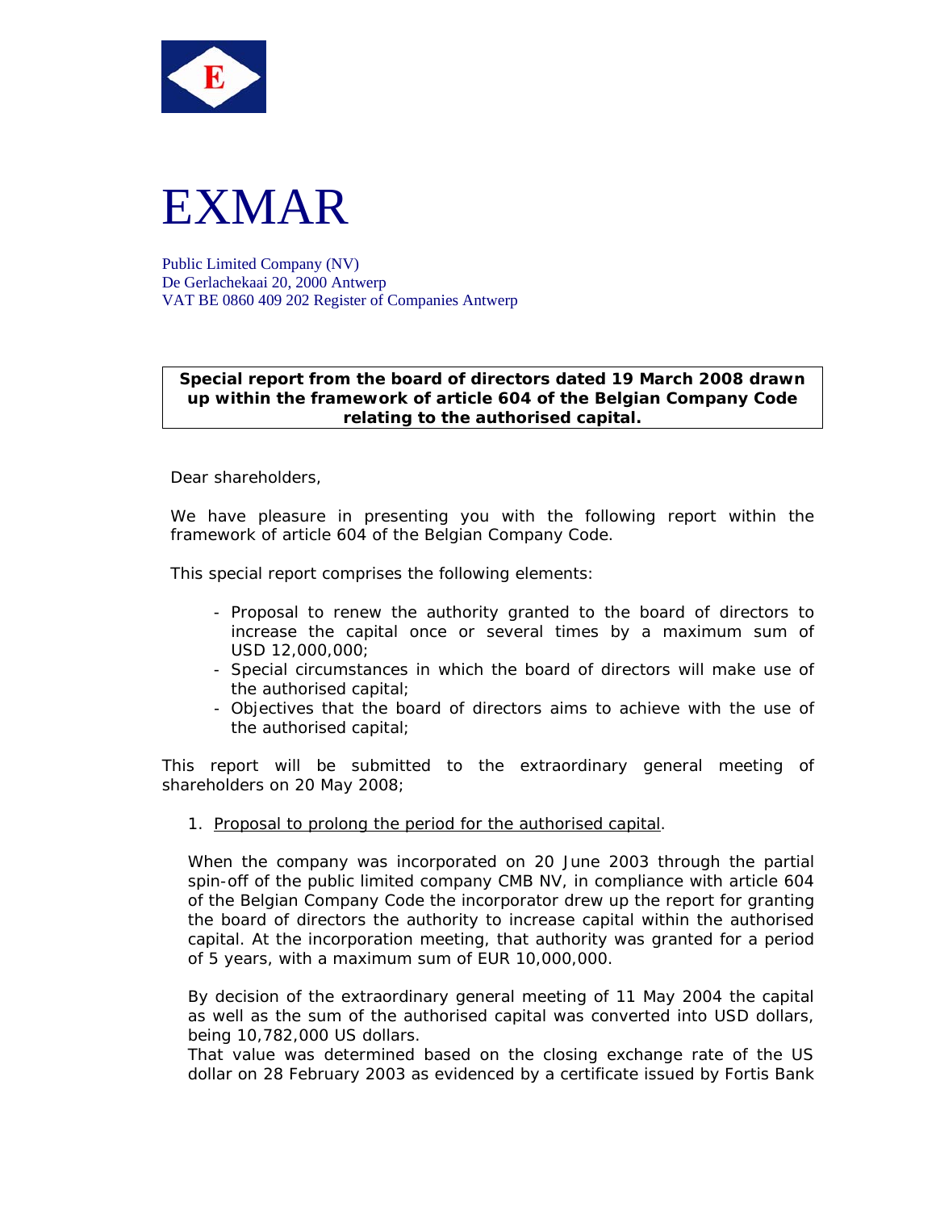# EXMAR

Public Limited Company (NV)
De Gerlachekaai 20, 2000 Antwerp
VAT BE 0860 409 202 Register of Companies Antwerp

**Special report from the board of directors dated 19 March 2008 drawn up within the framework of article 604 of the Belgian Company Code relating to the authorised capital.**

Dear shareholders,

We have pleasure in presenting you with the following report within the framework of article 604 of the Belgian Company Code.

This special report comprises the following elements:

- Proposal to renew the authority granted to the board of directors to increase the capital once or several times by a maximum sum of USD 12,000,000;
- Special circumstances in which the board of directors will make use of the authorised capital;
- Objectives that the board of directors aims to achieve with the use of the authorised capital;

This report will be submitted to the extraordinary general meeting of shareholders on 20 May 2008;

1. Proposal to prolong the period for the authorised capital.

When the company was incorporated on 20 June 2003 through the partial spin-off of the public limited company CMB NV, in compliance with article 604 of the Belgian Company Code the incorporator drew up the report for granting the board of directors the authority to increase capital within the authorised capital. At the incorporation meeting, that authority was granted for a period of 5 years, with a maximum sum of EUR 10,000,000.

By decision of the extraordinary general meeting of 11 May 2004 the capital as well as the sum of the authorised capital was converted into USD dollars, being 10,782,000 US dollars.
That value was determined based on the closing exchange rate of the US dollar on 28 February 2003 as evidenced by a certificate issued by Fortis Bank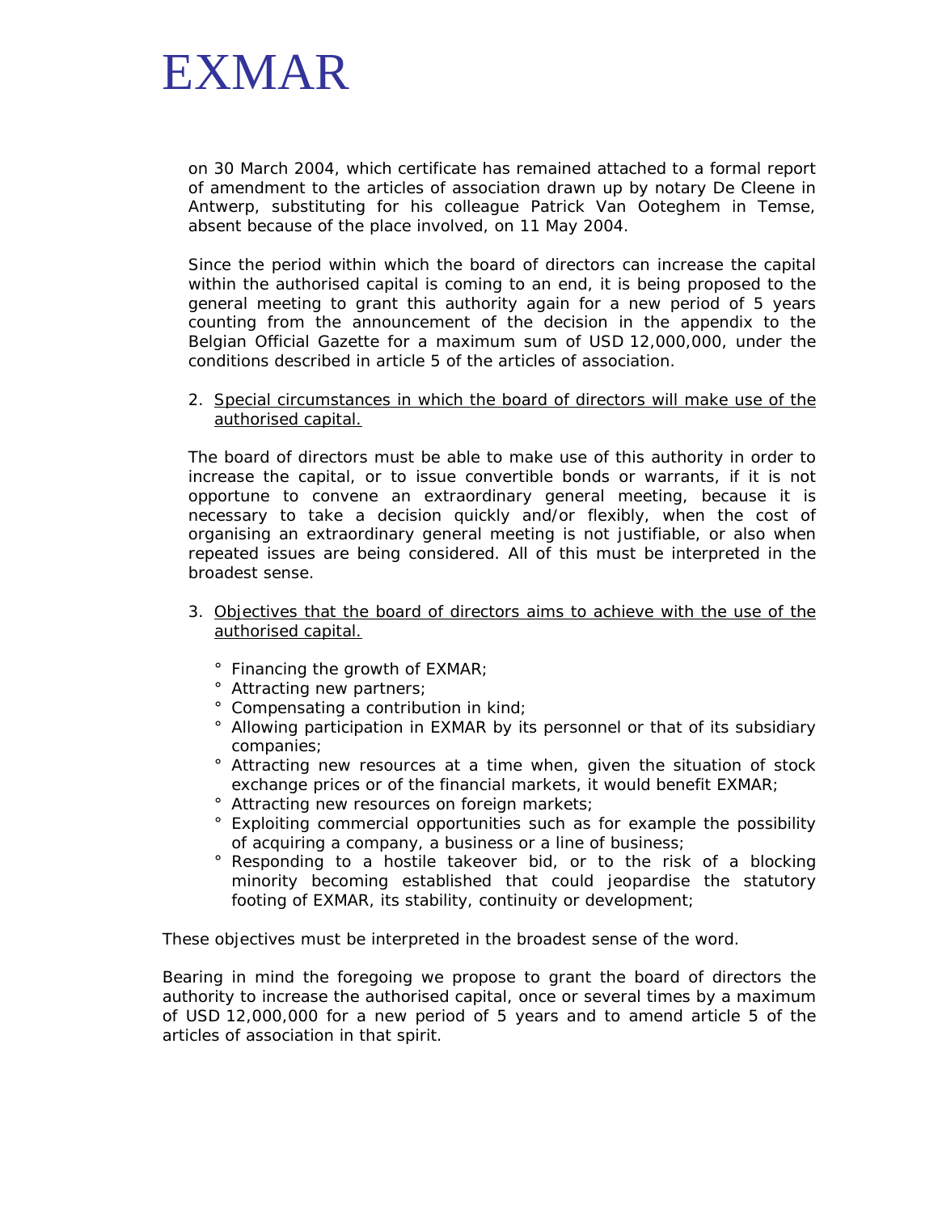on 30 March 2004, which certificate has remained attached to a formal report of amendment to the articles of association drawn up by notary De Cleene in Antwerp, substituting for his colleague Patrick Van Ooteghem in Temse, absent because of the place involved, on 11 May 2004.

Since the period within which the board of directors can increase the capital within the authorised capital is coming to an end, it is being proposed to the general meeting to grant this authority again for a new period of 5 years counting from the announcement of the decision in the appendix to the Belgian Official Gazette for a maximum sum of USD 12,000,000, under the conditions described in article 5 of the articles of association.

2. Special circumstances in which the board of directors will make use of the authorised capital.

The board of directors must be able to make use of this authority in order to increase the capital, or to issue convertible bonds or warrants, if it is not opportune to convene an extraordinary general meeting, because it is necessary to take a decision quickly and/or flexibly, when the cost of organising an extraordinary general meeting is not justifiable, or also when repeated issues are being considered. All of this must be interpreted in the broadest sense.

3. Objectives that the board of directors aims to achieve with the use of the authorised capital.

   - Financing the growth of EXMAR;
   - Attracting new partners;
   - Compensating a contribution in kind;
   - Allowing participation in EXMAR by its personnel or that of its subsidiary companies;
   - Attracting new resources at a time when, given the situation of stock exchange prices or of the financial markets, it would benefit EXMAR;
   - Attracting new resources on foreign markets;
   - Exploiting commercial opportunities such as for example the possibility of acquiring a company, a business or a line of business;
   - Responding to a hostile takeover bid, or to the risk of a blocking minority becoming established that could jeopardise the statutory footing of EXMAR, its stability, continuity or development;

These objectives must be interpreted in the broadest sense of the word.

Bearing in mind the foregoing we propose to grant the board of directors the authority to increase the authorised capital, once or several times by a maximum of USD 12,000,000 for a new period of 5 years and to amend article 5 of the articles of association in that spirit.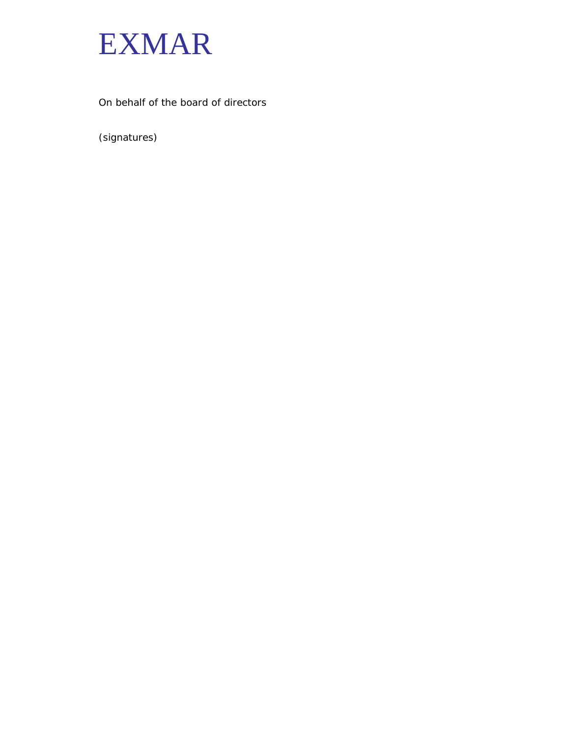EXMAR

On behalf of the board of directors

(signatures)